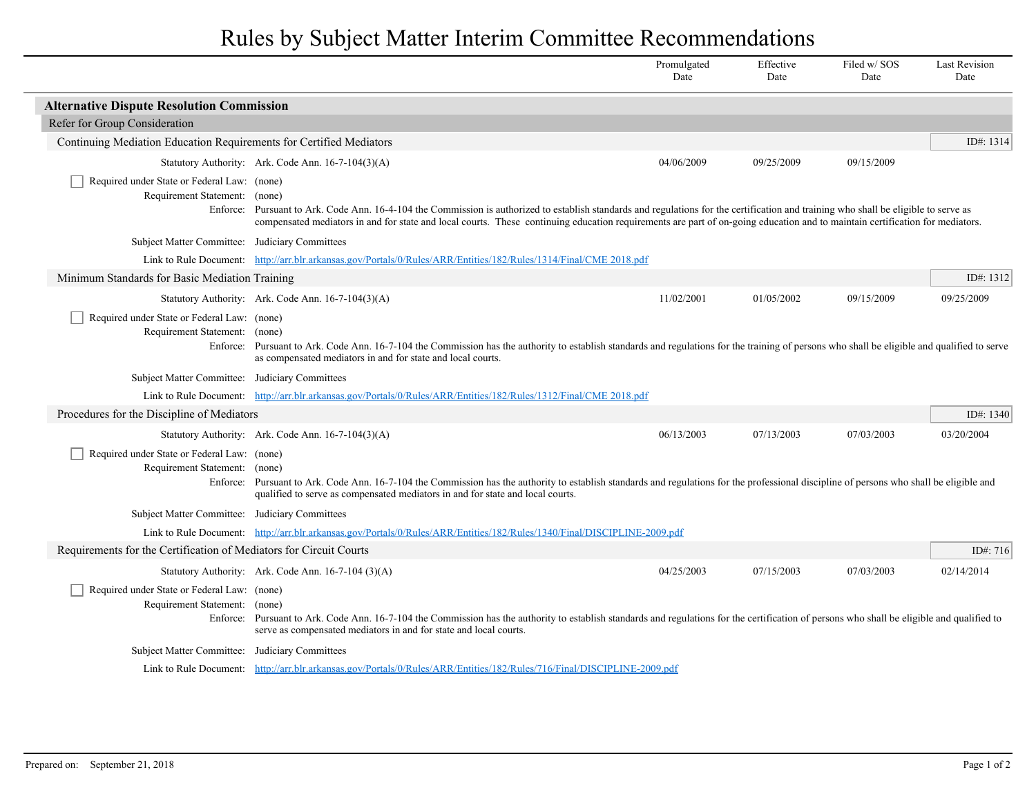# Rules by Subject Matter Interim Committee Recommendations

| | Promulgated Date | Effective Date | Filed w/ SOS Date | Last Revision Date |
|---|---|---|---|---|

## Alternative Dispute Resolution Commission

### Refer for Group Consideration

#### Continuing Mediation Education Requirements for Certified Mediators

ID#: 1314

| | Promulgated Date | Effective Date | Filed w/ SOS Date | Last Revision Date |
|---|---|---|---|---|
| Statutory Authority: Ark. Code Ann. 16-7-104(3)(A) | 04/06/2009 | 09/25/2009 | 09/15/2009 | |

- [ ] Required under State or Federal Law: (none)

Requirement Statement: (none)

Enforce: Pursuant to Ark. Code Ann. 16-4-104 the Commission is authorized to establish standards and regulations for the certification and training who shall be eligible to serve as compensated mediators in and for state and local courts. These continuing education requirements are part of on-going education and to maintain certification for mediators.

Subject Matter Committee: Judiciary Committees

Link to Rule Document: http://arr.blr.arkansas.gov/Portals/0/Rules/ARR/Entities/182/Rules/1314/Final/CME 2018.pdf

#### Minimum Standards for Basic Mediation Training

ID#: 1312

| | Promulgated Date | Effective Date | Filed w/ SOS Date | Last Revision Date |
|---|---|---|---|---|
| Statutory Authority: Ark. Code Ann. 16-7-104(3)(A) | 11/02/2001 | 01/05/2002 | 09/15/2009 | 09/25/2009 |

- [ ] Required under State or Federal Law: (none)

Requirement Statement: (none)

Enforce: Pursuant to Ark. Code Ann. 16-7-104 the Commission has the authority to establish standards and regulations for the training of persons who shall be eligible and qualified to serve as compensated mediators in and for state and local courts.

Subject Matter Committee: Judiciary Committees

Link to Rule Document: http://arr.blr.arkansas.gov/Portals/0/Rules/ARR/Entities/182/Rules/1312/Final/CME 2018.pdf

#### Procedures for the Discipline of Mediators

ID#: 1340

| | Promulgated Date | Effective Date | Filed w/ SOS Date | Last Revision Date |
|---|---|---|---|---|
| Statutory Authority: Ark. Code Ann. 16-7-104(3)(A) | 06/13/2003 | 07/13/2003 | 07/03/2003 | 03/20/2004 |

- [ ] Required under State or Federal Law: (none)

Requirement Statement: (none)

Enforce: Pursuant to Ark. Code Ann. 16-7-104 the Commission has the authority to establish standards and regulations for the professional discipline of persons who shall be eligible and qualified to serve as compensated mediators in and for state and local courts.

Subject Matter Committee: Judiciary Committees

Link to Rule Document: http://arr.blr.arkansas.gov/Portals/0/Rules/ARR/Entities/182/Rules/1340/Final/DISCIPLINE-2009.pdf

#### Requirements for the Certification of Mediators for Circuit Courts

ID#: 716

| | Promulgated Date | Effective Date | Filed w/ SOS Date | Last Revision Date |
|---|---|---|---|---|
| Statutory Authority: Ark. Code Ann. 16-7-104 (3)(A) | 04/25/2003 | 07/15/2003 | 07/03/2003 | 02/14/2014 |

- [ ] Required under State or Federal Law: (none)

Requirement Statement: (none)

Enforce: Pursuant to Ark. Code Ann. 16-7-104 the Commission has the authority to establish standards and regulations for the certification of persons who shall be eligible and qualified to serve as compensated mediators in and for state and local courts.

Subject Matter Committee: Judiciary Committees

Link to Rule Document: http://arr.blr.arkansas.gov/Portals/0/Rules/ARR/Entities/182/Rules/716/Final/DISCIPLINE-2009.pdf

Prepared on: September 21, 2018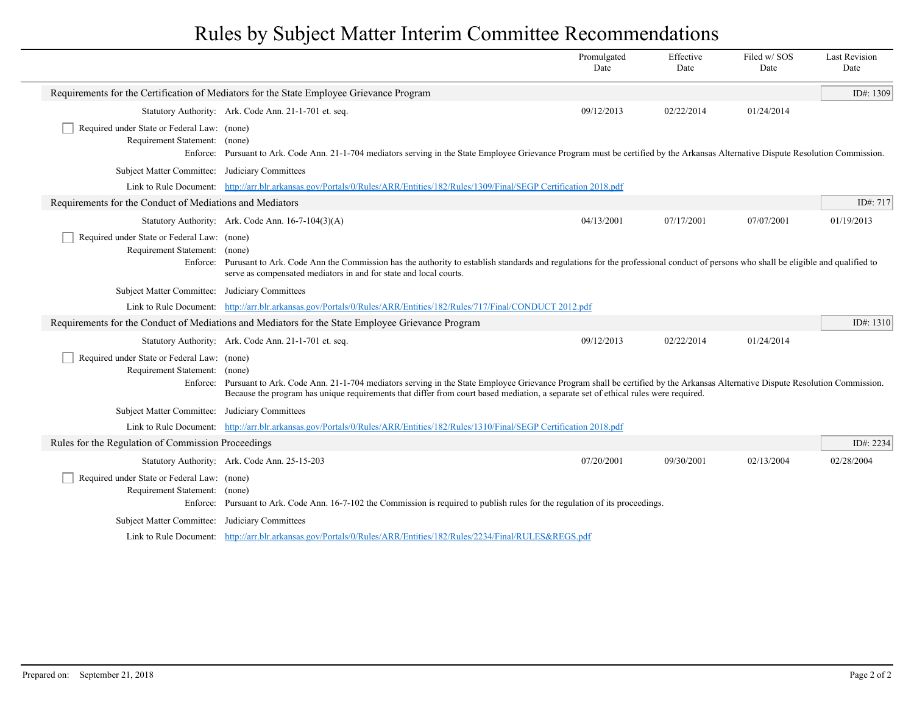# Rules by Subject Matter Interim Committee Recommendations

| | Promulgated Date | Effective Date | Filed w/ SOS Date | Last Revision Date |
|---|---|---|---|---|

## Requirements for the Certification of Mediators for the State Employee Grievance Program

**ID#: 1309**

| | Promulgated Date | Effective Date | Filed w/ SOS Date | Last Revision Date |
|---|---|---|---|---|
| Statutory Authority: Ark. Code Ann. 21-1-701 et. seq. | 09/12/2013 | 02/22/2014 | 01/24/2014 | |

- [ ] Required under State or Federal Law: (none)

Requirement Statement: (none)

Enforce: Pursuant to Ark. Code Ann. 21-1-704 mediators serving in the State Employee Grievance Program must be certified by the Arkansas Alternative Dispute Resolution Commission.

Subject Matter Committee: Judiciary Committees

Link to Rule Document: [http://arr.blr.arkansas.gov/Portals/0/Rules/ARR/Entities/182/Rules/1309/Final/SEGP Certification 2018.pdf](http://arr.blr.arkansas.gov/Portals/0/Rules/ARR/Entities/182/Rules/1309/Final/SEGP Certification 2018.pdf)

## Requirements for the Conduct of Mediations and Mediators

**ID#: 717**

| | Promulgated Date | Effective Date | Filed w/ SOS Date | Last Revision Date |
|---|---|---|---|---|
| Statutory Authority: Ark. Code Ann. 16-7-104(3)(A) | 04/13/2001 | 07/17/2001 | 07/07/2001 | 01/19/2013 |

- [ ] Required under State or Federal Law: (none)

Requirement Statement: (none)

Enforce: Purusant to Ark. Code Ann the Commission has the authority to establish standards and regulations for the professional conduct of persons who shall be eligible and qualified to serve as compensated mediators in and for state and local courts.

Subject Matter Committee: Judiciary Committees

Link to Rule Document: [http://arr.blr.arkansas.gov/Portals/0/Rules/ARR/Entities/182/Rules/717/Final/CONDUCT 2012.pdf](http://arr.blr.arkansas.gov/Portals/0/Rules/ARR/Entities/182/Rules/717/Final/CONDUCT 2012.pdf)

## Requirements for the Conduct of Mediations and Mediators for the State Employee Grievance Program

**ID#: 1310**

| | Promulgated Date | Effective Date | Filed w/ SOS Date | Last Revision Date |
|---|---|---|---|---|
| Statutory Authority: Ark. Code Ann. 21-1-701 et. seq. | 09/12/2013 | 02/22/2014 | 01/24/2014 | |

- [ ] Required under State or Federal Law: (none)

Requirement Statement: (none)

Enforce: Pursuant to Ark. Code Ann. 21-1-704 mediators serving in the State Employee Grievance Program shall be certified by the Arkansas Alternative Dispute Resolution Commission. Because the program has unique requirements that differ from court based mediation, a separate set of ethical rules were required.

Subject Matter Committee: Judiciary Committees

Link to Rule Document: [http://arr.blr.arkansas.gov/Portals/0/Rules/ARR/Entities/182/Rules/1310/Final/SEGP Certification 2018.pdf](http://arr.blr.arkansas.gov/Portals/0/Rules/ARR/Entities/182/Rules/1310/Final/SEGP Certification 2018.pdf)

## Rules for the Regulation of Commission Proceedings

**ID#: 2234**

| | Promulgated Date | Effective Date | Filed w/ SOS Date | Last Revision Date |
|---|---|---|---|---|
| Statutory Authority: Ark. Code Ann. 25-15-203 | 07/20/2001 | 09/30/2001 | 02/13/2004 | 02/28/2004 |

- [ ] Required under State or Federal Law: (none)

Requirement Statement: (none)

Enforce: Pursuant to Ark. Code Ann. 16-7-102 the Commission is required to publish rules for the regulation of its proceedings.

Subject Matter Committee: Judiciary Committees

Link to Rule Document: [http://arr.blr.arkansas.gov/Portals/0/Rules/ARR/Entities/182/Rules/2234/Final/RULES&REGS.pdf](http://arr.blr.arkansas.gov/Portals/0/Rules/ARR/Entities/182/Rules/2234/Final/RULES&REGS.pdf)

Prepared on: September 21, 2018